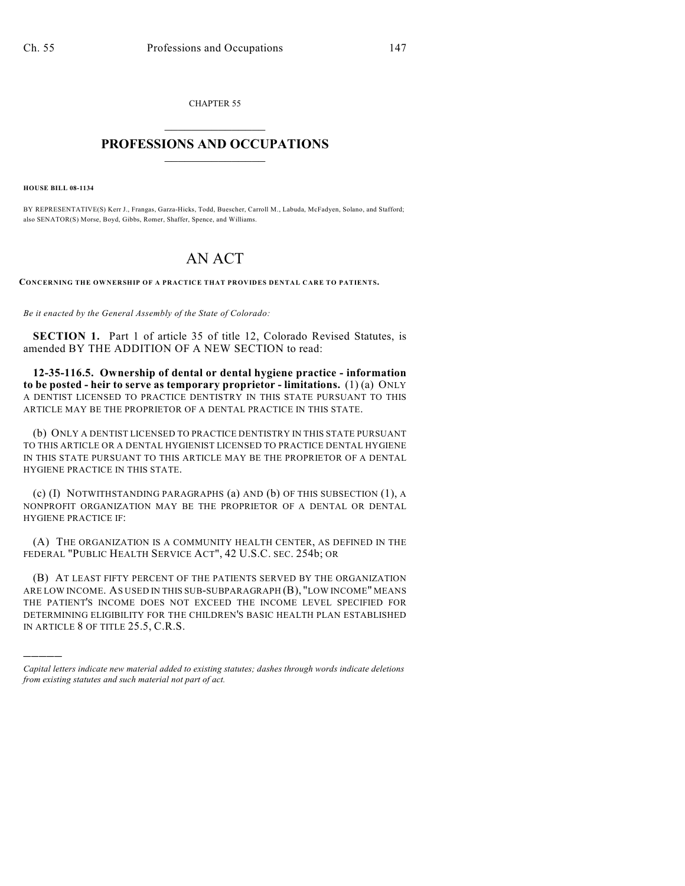CHAPTER 55

# PROFESSIONS AND OCCUPATIONS

**HOUSE BILL 08-1134**

BY REPRESENTATIVE(S) Kerr J., Frangas, Garza-Hicks, Todd, Buescher, Carroll M., Labuda, McFadyen, Solano, and Stafford; also SENATOR(S) Morse, Boyd, Gibbs, Romer, Shaffer, Spence, and Williams.

# AN ACT

**CONCERNING THE OWNERSHIP OF A PRACTICE THAT PROVIDES DENTAL CARE TO PATIENTS.**

*Be it enacted by the General Assembly of the State of Colorado:*

**SECTION 1.** Part 1 of article 35 of title 12, Colorado Revised Statutes, is amended BY THE ADDITION OF A NEW SECTION to read:

**12-35-116.5. Ownership of dental or dental hygiene practice - information to be posted - heir to serve as temporary proprietor - limitations.** (1) (a) ONLY A DENTIST LICENSED TO PRACTICE DENTISTRY IN THIS STATE PURSUANT TO THIS ARTICLE MAY BE THE PROPRIETOR OF A DENTAL PRACTICE IN THIS STATE.

(b) ONLY A DENTIST LICENSED TO PRACTICE DENTISTRY IN THIS STATE PURSUANT TO THIS ARTICLE OR A DENTAL HYGIENIST LICENSED TO PRACTICE DENTAL HYGIENE IN THIS STATE PURSUANT TO THIS ARTICLE MAY BE THE PROPRIETOR OF A DENTAL HYGIENE PRACTICE IN THIS STATE.

(c) (I) NOTWITHSTANDING PARAGRAPHS (a) AND (b) OF THIS SUBSECTION (1), A NONPROFIT ORGANIZATION MAY BE THE PROPRIETOR OF A DENTAL OR DENTAL HYGIENE PRACTICE IF:

(A) THE ORGANIZATION IS A COMMUNITY HEALTH CENTER, AS DEFINED IN THE FEDERAL "PUBLIC HEALTH SERVICE ACT", 42 U.S.C. SEC. 254b; OR

(B) AT LEAST FIFTY PERCENT OF THE PATIENTS SERVED BY THE ORGANIZATION ARE LOW INCOME. AS USED IN THIS SUB-SUBPARAGRAPH (B), "LOW INCOME" MEANS THE PATIENT'S INCOME DOES NOT EXCEED THE INCOME LEVEL SPECIFIED FOR DETERMINING ELIGIBILITY FOR THE CHILDREN'S BASIC HEALTH PLAN ESTABLISHED IN ARTICLE 8 OF TITLE 25.5, C.R.S.

---

*Capital letters indicate new material added to existing statutes; dashes through words indicate deletions from existing statutes and such material not part of act.*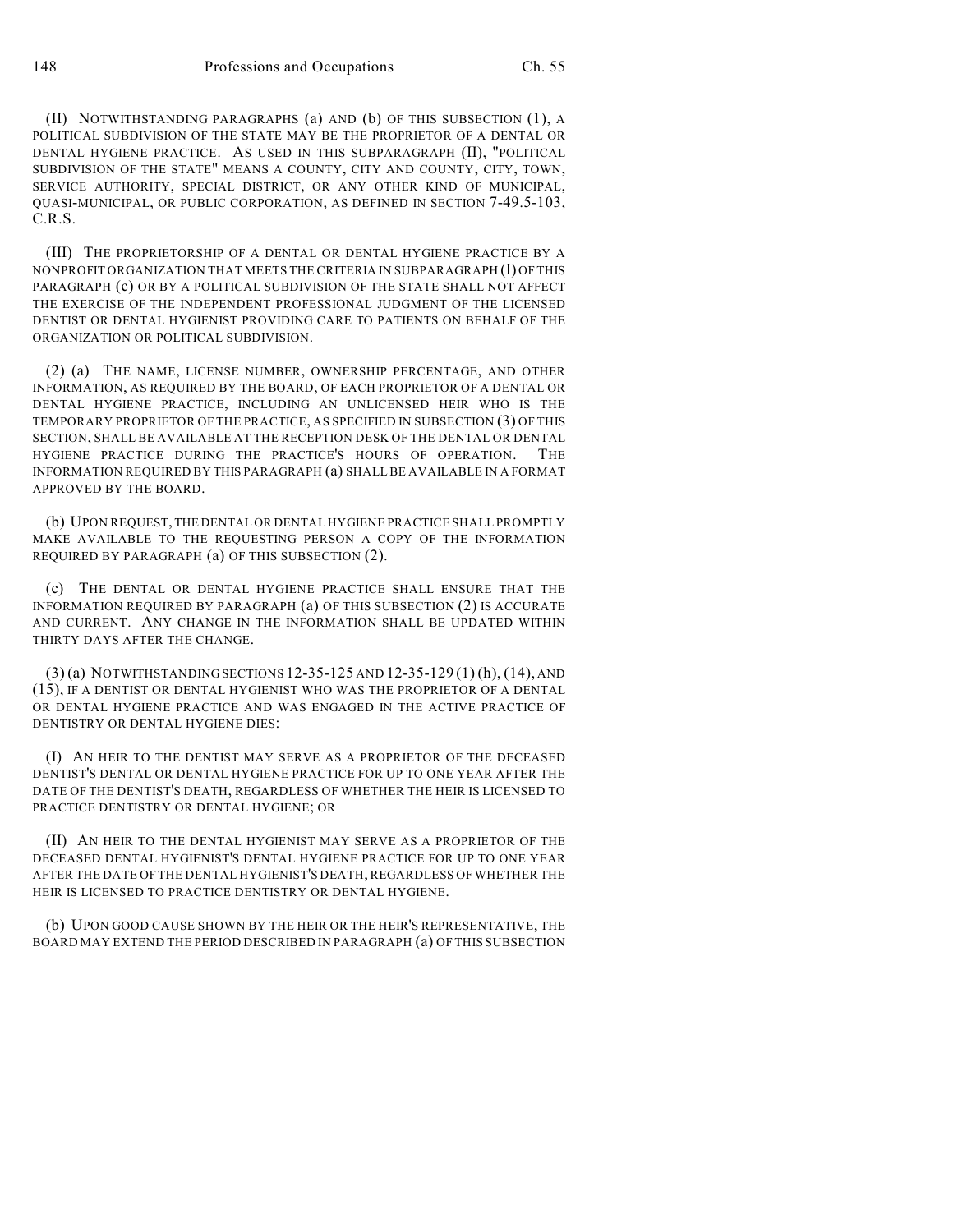(II) NOTWITHSTANDING PARAGRAPHS (a) AND (b) OF THIS SUBSECTION (1), A POLITICAL SUBDIVISION OF THE STATE MAY BE THE PROPRIETOR OF A DENTAL OR DENTAL HYGIENE PRACTICE. AS USED IN THIS SUBPARAGRAPH (II), "POLITICAL SUBDIVISION OF THE STATE" MEANS A COUNTY, CITY AND COUNTY, CITY, TOWN, SERVICE AUTHORITY, SPECIAL DISTRICT, OR ANY OTHER KIND OF MUNICIPAL, QUASI-MUNICIPAL, OR PUBLIC CORPORATION, AS DEFINED IN SECTION 7-49.5-103, C.R.S.

(III) THE PROPRIETORSHIP OF A DENTAL OR DENTAL HYGIENE PRACTICE BY A NONPROFIT ORGANIZATION THAT MEETS THE CRITERIA IN SUBPARAGRAPH (I) OF THIS PARAGRAPH (c) OR BY A POLITICAL SUBDIVISION OF THE STATE SHALL NOT AFFECT THE EXERCISE OF THE INDEPENDENT PROFESSIONAL JUDGMENT OF THE LICENSED DENTIST OR DENTAL HYGIENIST PROVIDING CARE TO PATIENTS ON BEHALF OF THE ORGANIZATION OR POLITICAL SUBDIVISION.

(2) (a) THE NAME, LICENSE NUMBER, OWNERSHIP PERCENTAGE, AND OTHER INFORMATION, AS REQUIRED BY THE BOARD, OF EACH PROPRIETOR OF A DENTAL OR DENTAL HYGIENE PRACTICE, INCLUDING AN UNLICENSED HEIR WHO IS THE TEMPORARY PROPRIETOR OF THE PRACTICE, AS SPECIFIED IN SUBSECTION (3) OF THIS SECTION, SHALL BE AVAILABLE AT THE RECEPTION DESK OF THE DENTAL OR DENTAL HYGIENE PRACTICE DURING THE PRACTICE'S HOURS OF OPERATION. THE INFORMATION REQUIRED BY THIS PARAGRAPH (a) SHALL BE AVAILABLE IN A FORMAT APPROVED BY THE BOARD.

(b) UPON REQUEST, THE DENTAL OR DENTAL HYGIENE PRACTICE SHALL PROMPTLY MAKE AVAILABLE TO THE REQUESTING PERSON A COPY OF THE INFORMATION REQUIRED BY PARAGRAPH (a) OF THIS SUBSECTION (2).

(c) THE DENTAL OR DENTAL HYGIENE PRACTICE SHALL ENSURE THAT THE INFORMATION REQUIRED BY PARAGRAPH (a) OF THIS SUBSECTION (2) IS ACCURATE AND CURRENT. ANY CHANGE IN THE INFORMATION SHALL BE UPDATED WITHIN THIRTY DAYS AFTER THE CHANGE.

(3) (a) NOTWITHSTANDING SECTIONS 12-35-125 AND 12-35-129 (1) (h), (14), AND (15), IF A DENTIST OR DENTAL HYGIENIST WHO WAS THE PROPRIETOR OF A DENTAL OR DENTAL HYGIENE PRACTICE AND WAS ENGAGED IN THE ACTIVE PRACTICE OF DENTISTRY OR DENTAL HYGIENE DIES:

(I) AN HEIR TO THE DENTIST MAY SERVE AS A PROPRIETOR OF THE DECEASED DENTIST'S DENTAL OR DENTAL HYGIENE PRACTICE FOR UP TO ONE YEAR AFTER THE DATE OF THE DENTIST'S DEATH, REGARDLESS OF WHETHER THE HEIR IS LICENSED TO PRACTICE DENTISTRY OR DENTAL HYGIENE; OR

(II) AN HEIR TO THE DENTAL HYGIENIST MAY SERVE AS A PROPRIETOR OF THE DECEASED DENTAL HYGIENIST'S DENTAL HYGIENE PRACTICE FOR UP TO ONE YEAR AFTER THE DATE OF THE DENTAL HYGIENIST'S DEATH, REGARDLESS OF WHETHER THE HEIR IS LICENSED TO PRACTICE DENTISTRY OR DENTAL HYGIENE.

(b) UPON GOOD CAUSE SHOWN BY THE HEIR OR THE HEIR'S REPRESENTATIVE, THE BOARD MAY EXTEND THE PERIOD DESCRIBED IN PARAGRAPH (a) OF THIS SUBSECTION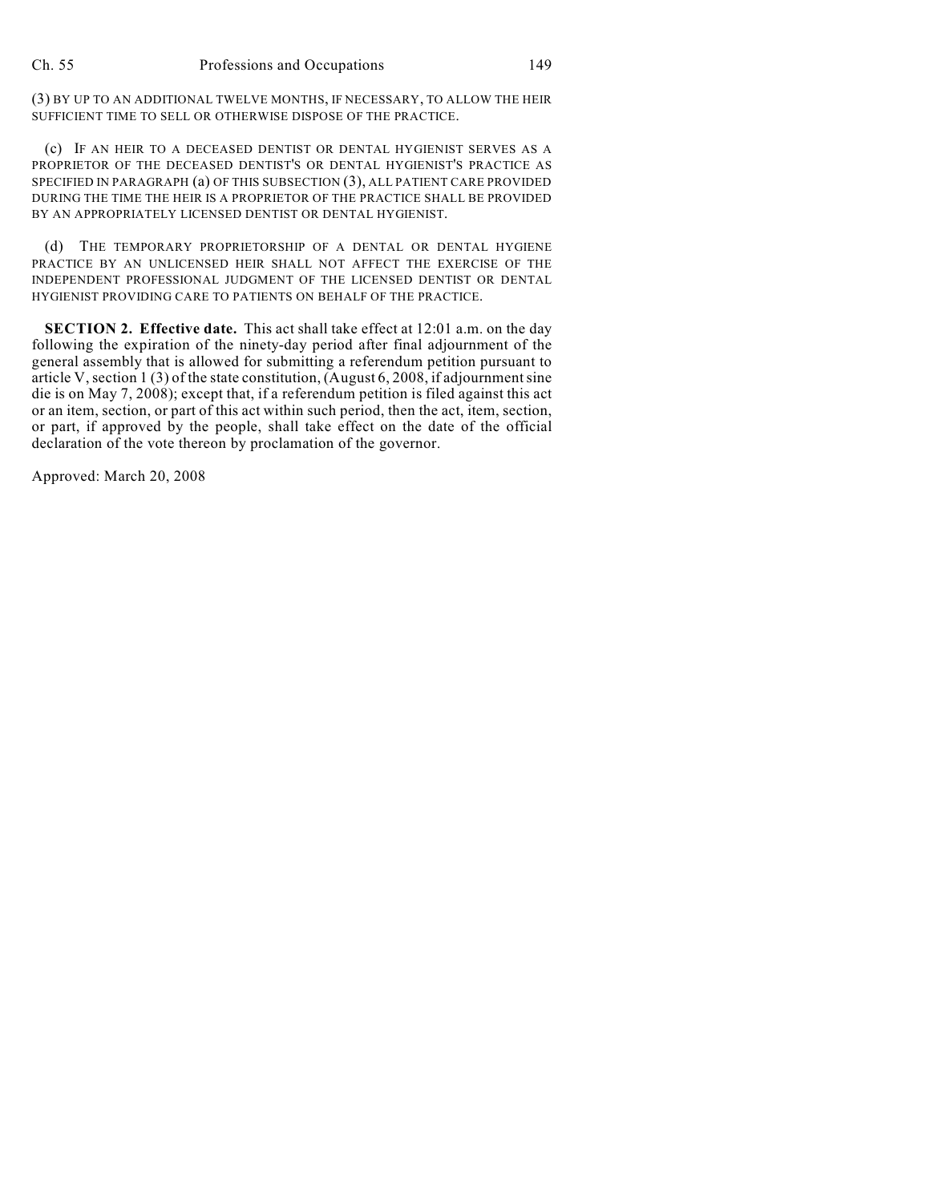(3) BY UP TO AN ADDITIONAL TWELVE MONTHS, IF NECESSARY, TO ALLOW THE HEIR SUFFICIENT TIME TO SELL OR OTHERWISE DISPOSE OF THE PRACTICE.

(c) IF AN HEIR TO A DECEASED DENTIST OR DENTAL HYGIENIST SERVES AS A PROPRIETOR OF THE DECEASED DENTIST'S OR DENTAL HYGIENIST'S PRACTICE AS SPECIFIED IN PARAGRAPH (a) OF THIS SUBSECTION (3), ALL PATIENT CARE PROVIDED DURING THE TIME THE HEIR IS A PROPRIETOR OF THE PRACTICE SHALL BE PROVIDED BY AN APPROPRIATELY LICENSED DENTIST OR DENTAL HYGIENIST.

(d) THE TEMPORARY PROPRIETORSHIP OF A DENTAL OR DENTAL HYGIENE PRACTICE BY AN UNLICENSED HEIR SHALL NOT AFFECT THE EXERCISE OF THE INDEPENDENT PROFESSIONAL JUDGMENT OF THE LICENSED DENTIST OR DENTAL HYGIENIST PROVIDING CARE TO PATIENTS ON BEHALF OF THE PRACTICE.

**SECTION 2. Effective date.** This act shall take effect at 12:01 a.m. on the day following the expiration of the ninety-day period after final adjournment of the general assembly that is allowed for submitting a referendum petition pursuant to article V, section 1 (3) of the state constitution, (August 6, 2008, if adjournment sine die is on May 7, 2008); except that, if a referendum petition is filed against this act or an item, section, or part of this act within such period, then the act, item, section, or part, if approved by the people, shall take effect on the date of the official declaration of the vote thereon by proclamation of the governor.

Approved: March 20, 2008